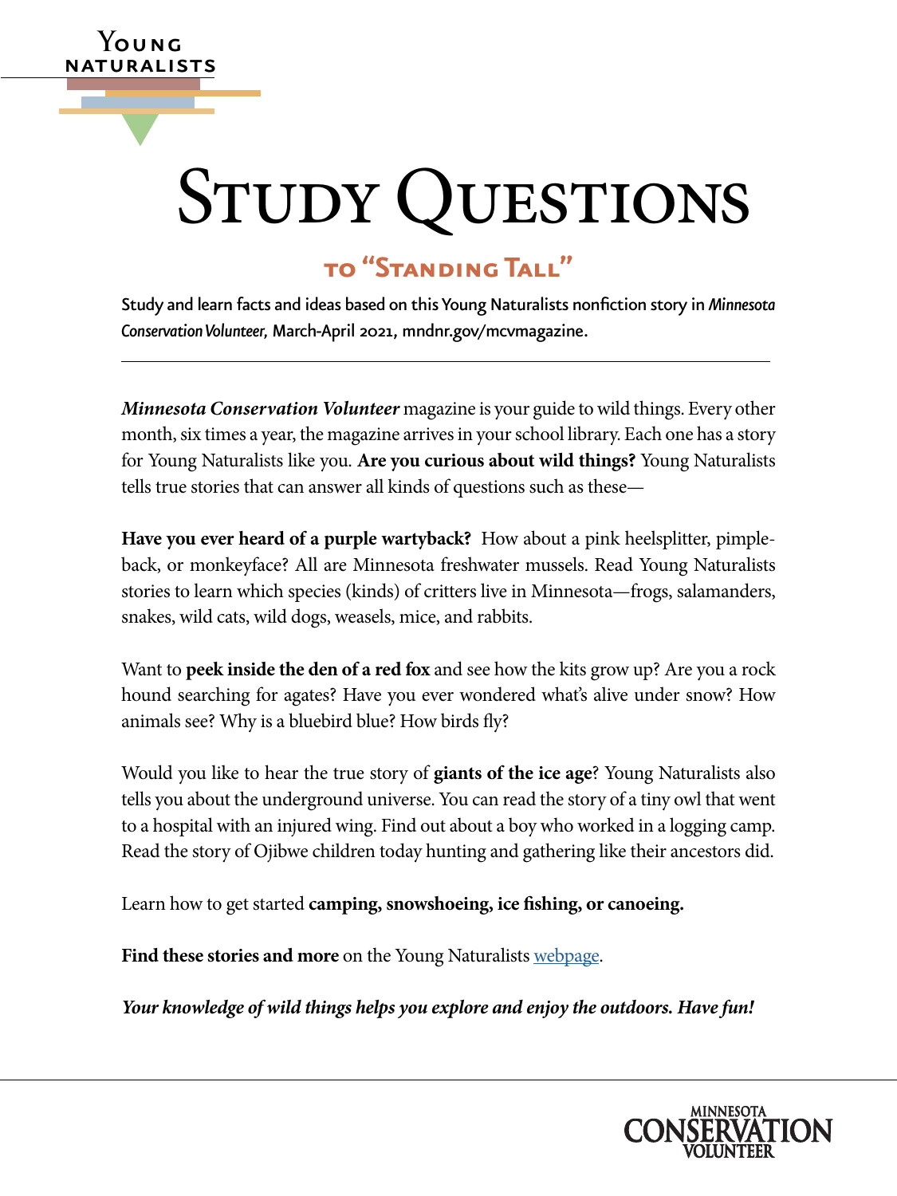Young
NATURALISTS

# Study Questions

## to "Standing Tall"

Study and learn facts and ideas based on this Young Naturalists nonfiction story in *Minnesota Conservation Volunteer,* March-April 2021, mndnr.gov/mcvmagazine.

---

***Minnesota Conservation Volunteer*** magazine is your guide to wild things. Every other month, six times a year, the magazine arrives in your school library. Each one has a story for Young Naturalists like you. **Are you curious about wild things?** Young Naturalists tells true stories that can answer all kinds of questions such as these—

**Have you ever heard of a purple wartyback?** How about a pink heelsplitter, pimpleback, or monkeyface? All are Minnesota freshwater mussels. Read Young Naturalists stories to learn which species (kinds) of critters live in Minnesota—frogs, salamanders, snakes, wild cats, wild dogs, weasels, mice, and rabbits.

Want to **peek inside the den of a red fox** and see how the kits grow up? Are you a rock hound searching for agates? Have you ever wondered what's alive under snow? How animals see? Why is a bluebird blue? How birds fly?

Would you like to hear the true story of **giants of the ice age**? Young Naturalists also tells you about the underground universe. You can read the story of a tiny owl that went to a hospital with an injured wing. Find out about a boy who worked in a logging camp. Read the story of Ojibwe children today hunting and gathering like their ancestors did.

Learn how to get started **camping, snowshoeing, ice fishing, or canoeing.**

**Find these stories and more** on the Young Naturalists webpage.

***Your knowledge of wild things helps you explore and enjoy the outdoors. Have fun!***

MINNESOTA
CONSERVATION
VOLUNTEER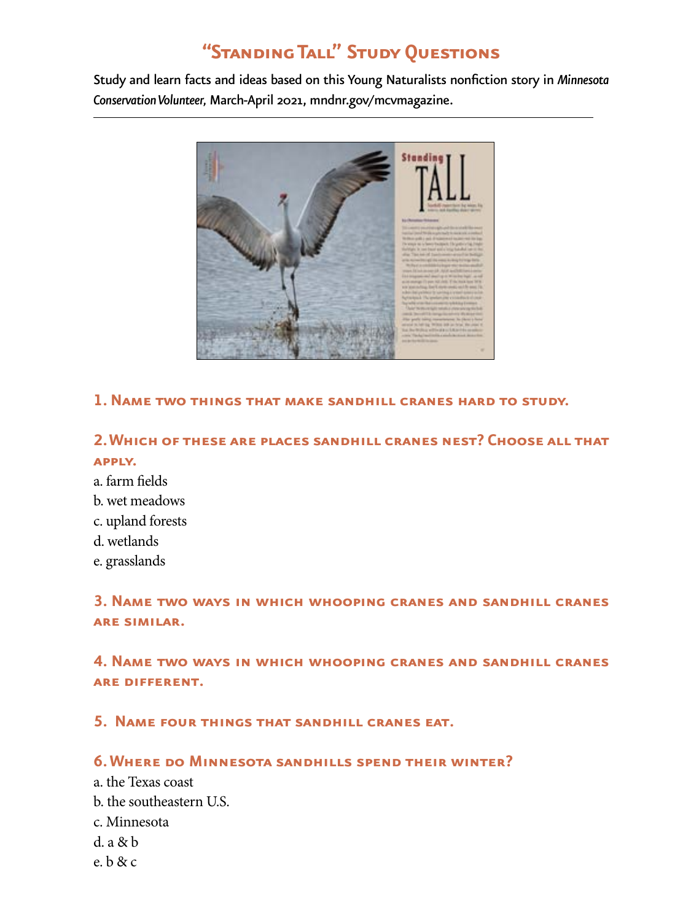# "Standing Tall" Study Questions

Study and learn facts and ideas based on this Young Naturalists nonfiction story in *Minnesota Conservation Volunteer*, March-April 2021, mndnr.gov/mcvmagazine.

---

### 1. Name two things that make sandhill cranes hard to study.

### 2. Which of these are places sandhill cranes nest? Choose all that apply.

a. farm fields
b. wet meadows
c. upland forests
d. wetlands
e. grasslands

### 3. Name two ways in which whooping cranes and sandhill cranes are similar.

### 4. Name two ways in which whooping cranes and sandhill cranes are different.

### 5. Name four things that sandhill cranes eat.

### 6. Where do Minnesota sandhills spend their winter?

a. the Texas coast
b. the southeastern U.S.
c. Minnesota
d. a & b
e. b & c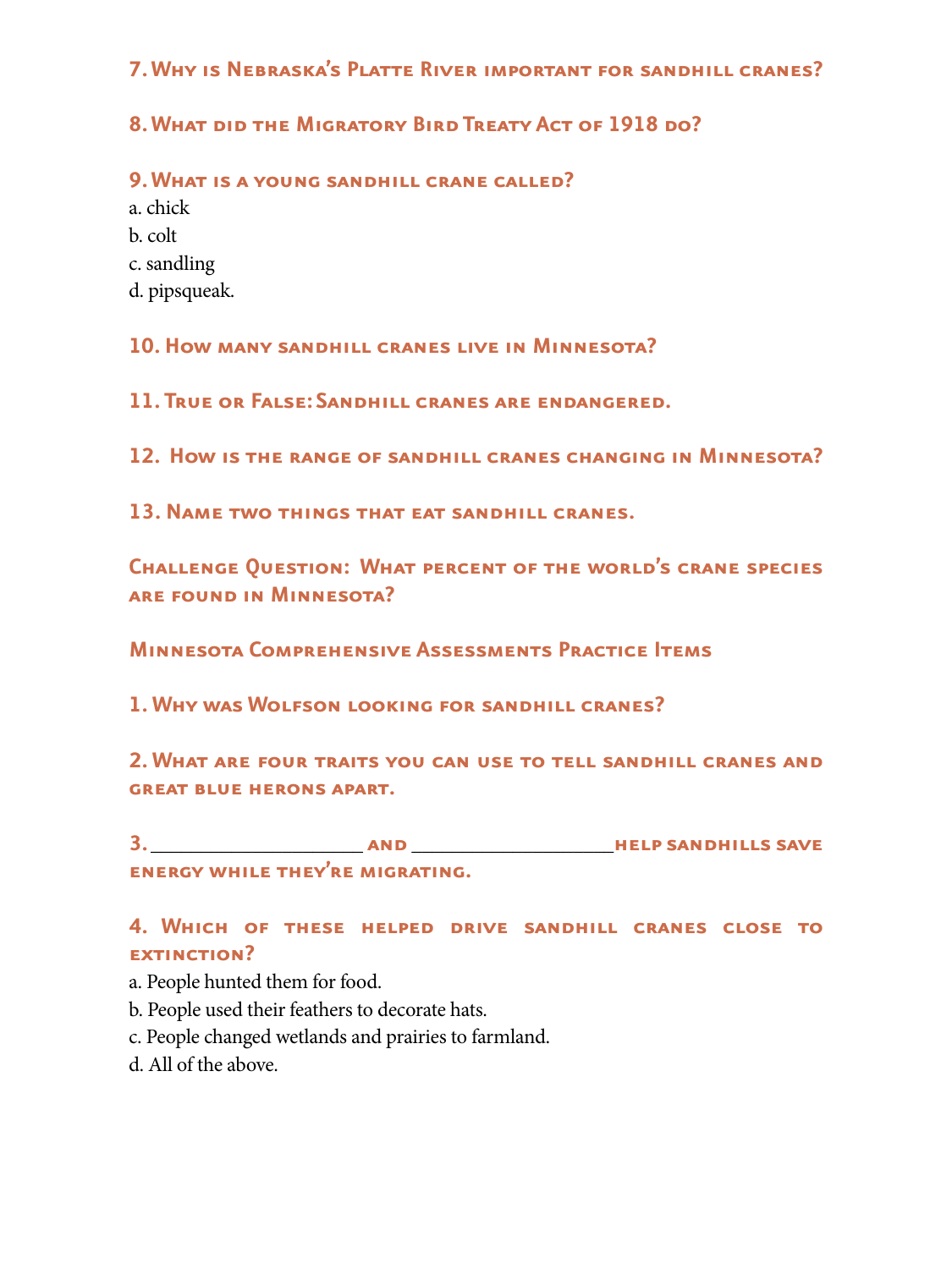**7. Why is Nebraska's Platte River important for sandhill cranes?**

**8. What did the Migratory Bird Treaty Act of 1918 do?**

**9. What is a young sandhill crane called?**

a. chick
b. colt
c. sandling
d. pipsqueak.

**10. How many sandhill cranes live in Minnesota?**

**11. True or False: Sandhill cranes are endangered.**

**12. How is the range of sandhill cranes changing in Minnesota?**

**13. Name two things that eat sandhill cranes.**

**Challenge Question: What percent of the world's crane species are found in Minnesota?**

## Minnesota Comprehensive Assessments Practice Items

**1. Why was Wolfson looking for sandhill cranes?**

**2. What are four traits you can use to tell sandhill cranes and great blue herons apart.**

**3. ____________________ and ____________________ help sandhills save energy while they're migrating.**

**4. Which of these helped drive sandhill cranes close to extinction?**

a. People hunted them for food.
b. People used their feathers to decorate hats.
c. People changed wetlands and prairies to farmland.
d. All of the above.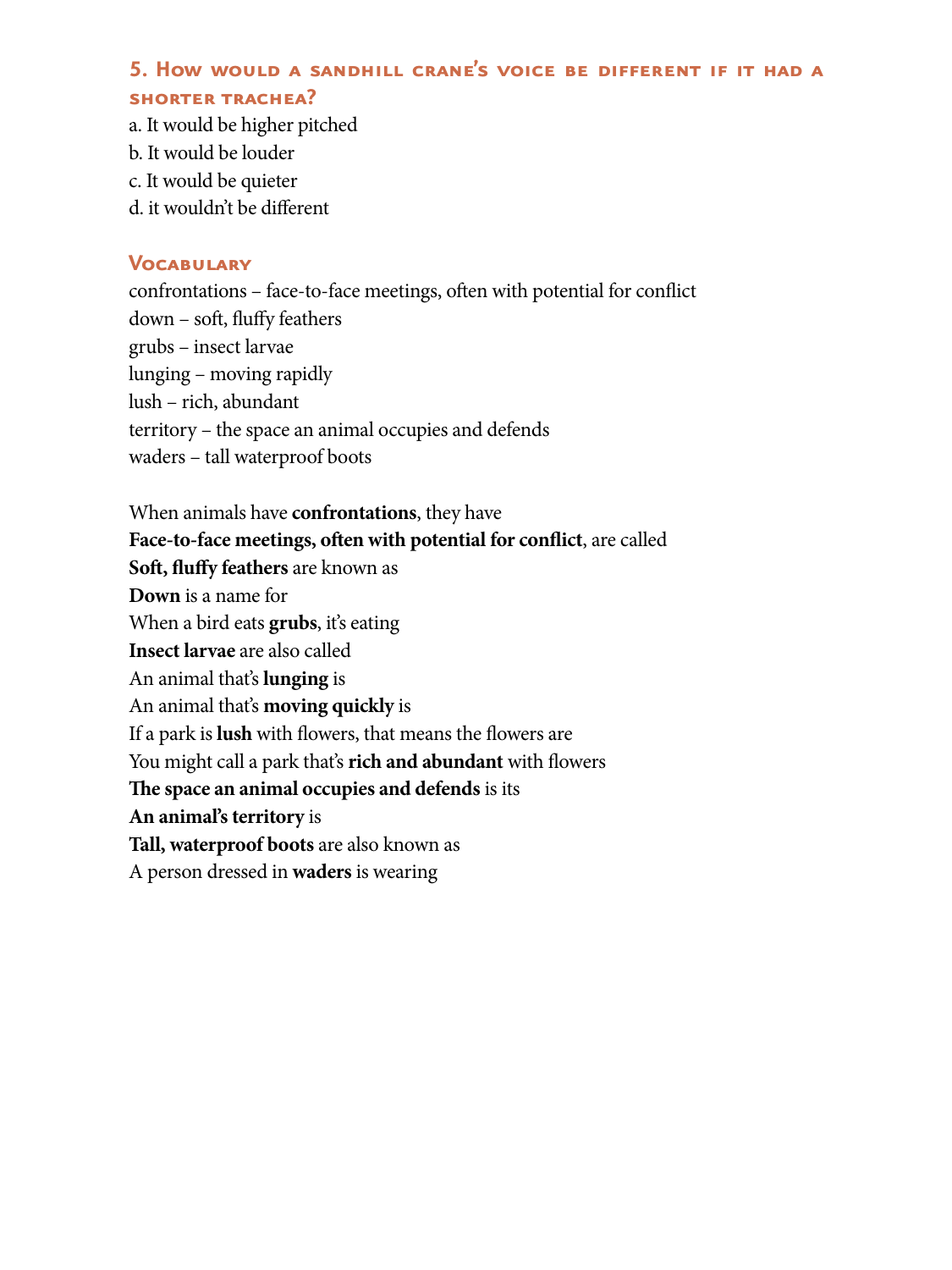### 5. How would a sandhill crane's voice be different if it had a shorter trachea?

a. It would be higher pitched
b. It would be louder
c. It would be quieter
d. it wouldn't be different

### Vocabulary

confrontations – face-to-face meetings, often with potential for conflict
down – soft, fluffy feathers
grubs – insect larvae
lunging – moving rapidly
lush – rich, abundant
territory – the space an animal occupies and defends
waders – tall waterproof boots

When animals have **confrontations**, they have
**Face-to-face meetings, often with potential for conflict**, are called
**Soft, fluffy feathers** are known as
**Down** is a name for
When a bird eats **grubs**, it's eating
**Insect larvae** are also called
An animal that's **lunging** is
An animal that's **moving quickly** is
If a park is **lush** with flowers, that means the flowers are
You might call a park that's **rich and abundant** with flowers
**The space an animal occupies and defends** is its
**An animal's territory** is
**Tall, waterproof boots** are also known as
A person dressed in **waders** is wearing